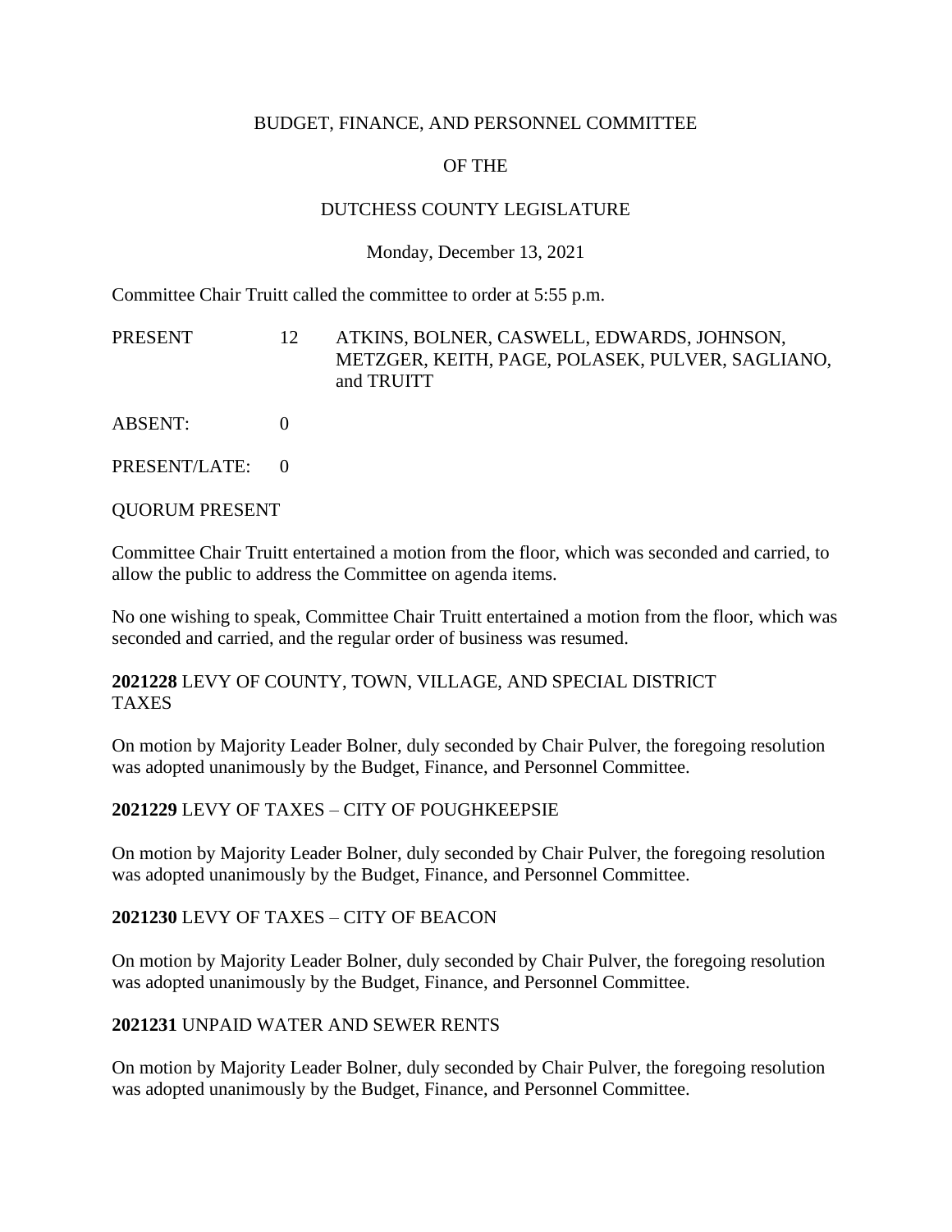BUDGET, FINANCE, AND PERSONNEL COMMITTEE

OF THE

DUTCHESS COUNTY LEGISLATURE

Monday, December 13, 2021

Committee Chair Truitt called the committee to order at 5:55 p.m.

| | | |
|---|---|---|
| PRESENT | 12 | ATKINS, BOLNER, CASWELL, EDWARDS, JOHNSON, METZGER, KEITH, PAGE, POLASEK, PULVER, SAGLIANO, and TRUITT |
| ABSENT: | 0 | |
| PRESENT/LATE: | 0 | |

QUORUM PRESENT

Committee Chair Truitt entertained a motion from the floor, which was seconded and carried, to allow the public to address the Committee on agenda items.

No one wishing to speak, Committee Chair Truitt entertained a motion from the floor, which was seconded and carried, and the regular order of business was resumed.

**2021228** LEVY OF COUNTY, TOWN, VILLAGE, AND SPECIAL DISTRICT TAXES

On motion by Majority Leader Bolner, duly seconded by Chair Pulver, the foregoing resolution was adopted unanimously by the Budget, Finance, and Personnel Committee.

**2021229** LEVY OF TAXES – CITY OF POUGHKEEPSIE

On motion by Majority Leader Bolner, duly seconded by Chair Pulver, the foregoing resolution was adopted unanimously by the Budget, Finance, and Personnel Committee.

**2021230** LEVY OF TAXES – CITY OF BEACON

On motion by Majority Leader Bolner, duly seconded by Chair Pulver, the foregoing resolution was adopted unanimously by the Budget, Finance, and Personnel Committee.

**2021231** UNPAID WATER AND SEWER RENTS

On motion by Majority Leader Bolner, duly seconded by Chair Pulver, the foregoing resolution was adopted unanimously by the Budget, Finance, and Personnel Committee.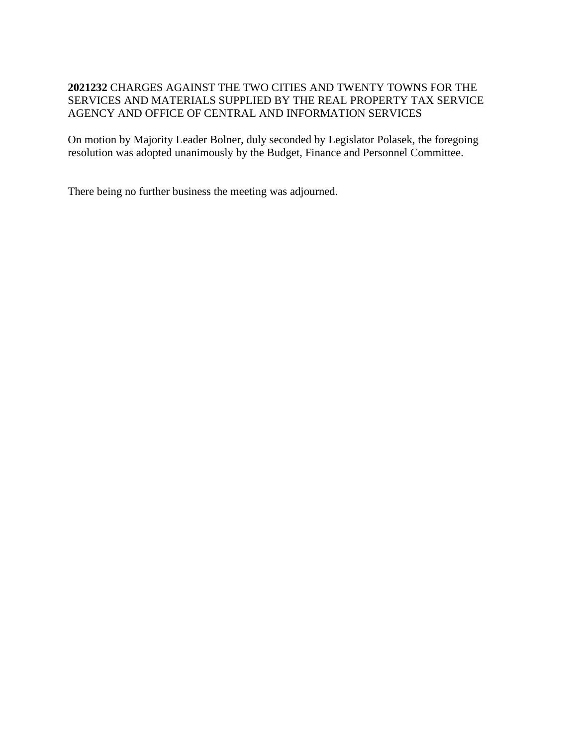**2021232** CHARGES AGAINST THE TWO CITIES AND TWENTY TOWNS FOR THE SERVICES AND MATERIALS SUPPLIED BY THE REAL PROPERTY TAX SERVICE AGENCY AND OFFICE OF CENTRAL AND INFORMATION SERVICES

On motion by Majority Leader Bolner, duly seconded by Legislator Polasek, the foregoing resolution was adopted unanimously by the Budget, Finance and Personnel Committee.

There being no further business the meeting was adjourned.